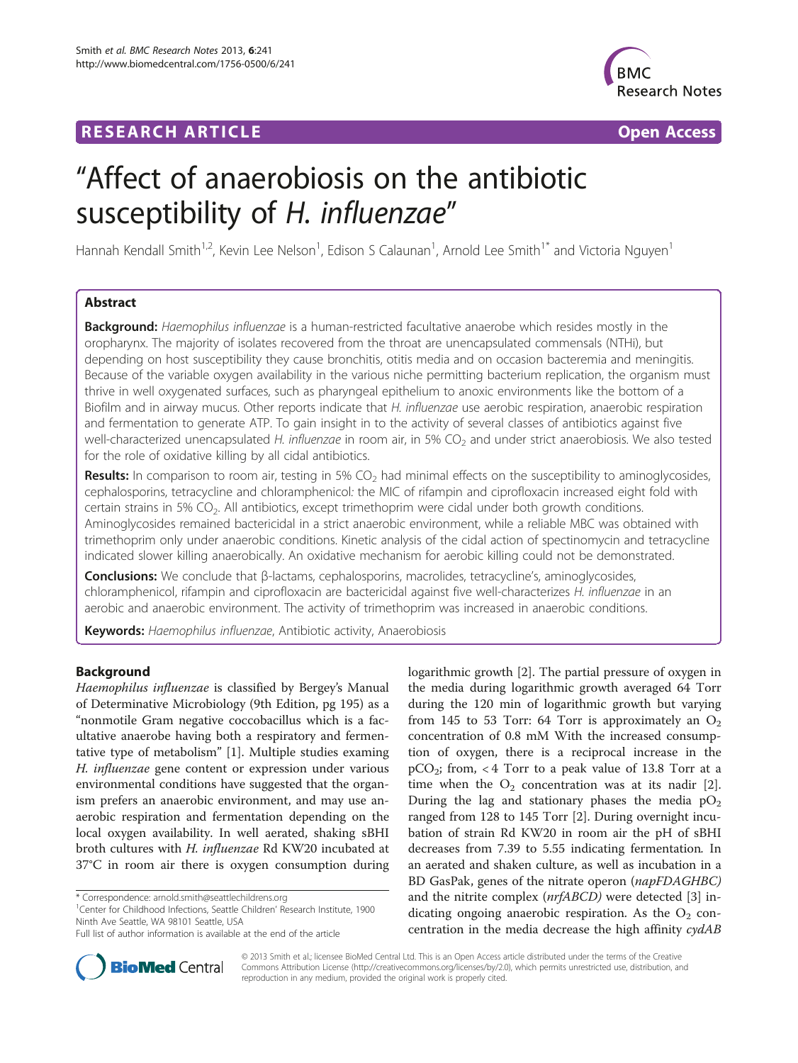**RESEARCH ARTICLE** **Open Access**

# "Affect of anaerobiosis on the antibiotic susceptibility of *H. influenzae*"

Hannah Kendall Smith[1,2], Kevin Lee Nelson[1], Edison S Calaunan[1], Arnold Lee Smith[1*] and Victoria Nguyen[1]

## Abstract

**Background:** *Haemophilus influenzae* is a human-restricted facultative anaerobe which resides mostly in the oropharynx. The majority of isolates recovered from the throat are unencapsulated commensals (NTHi), but depending on host susceptibility they cause bronchitis, otitis media and on occasion bacteremia and meningitis. Because of the variable oxygen availability in the various niche permitting bacterium replication, the organism must thrive in well oxygenated surfaces, such as pharyngeal epithelium to anoxic environments like the bottom of a Biofilm and in airway mucus. Other reports indicate that *H. influenzae* use aerobic respiration, anaerobic respiration and fermentation to generate ATP. To gain insight in to the activity of several classes of antibiotics against five well-characterized unencapsulated *H. influenzae* in room air, in 5% $CO_2$ and under strict anaerobiosis. We also tested for the role of oxidative killing by all cidal antibiotics.

**Results:** In comparison to room air, testing in 5% $CO_2$ had minimal effects on the susceptibility to aminoglycosides, cephalosporins, tetracycline and chloramphenicol*:* the MIC of rifampin and ciprofloxacin increased eight fold with certain strains in 5% $CO_2$. All antibiotics, except trimethoprim were cidal under both growth conditions. Aminoglycosides remained bactericidal in a strict anaerobic environment, while a reliable MBC was obtained with trimethoprim only under anaerobic conditions. Kinetic analysis of the cidal action of spectinomycin and tetracycline indicated slower killing anaerobically. An oxidative mechanism for aerobic killing could not be demonstrated.

**Conclusions:** We conclude that β-lactams, cephalosporins, macrolides, tetracycline's, aminoglycosides, chloramphenicol, rifampin and ciprofloxacin are bactericidal against five well-characterizes *H. influenzae* in an aerobic and anaerobic environment. The activity of trimethoprim was increased in anaerobic conditions.

**Keywords:** *Haemophilus influenzae*, Antibiotic activity, Anaerobiosis

## Background

*Haemophilus influenzae* is classified by Bergey's Manual of Determinative Microbiology (9th Edition, pg 195) as a "nonmotile Gram negative coccobacillus which is a facultative anaerobe having both a respiratory and fermentative type of metabolism" [1]. Multiple studies examing *H. influenzae* gene content or expression under various environmental conditions have suggested that the organism prefers an anaerobic environment, and may use anaerobic respiration and fermentation depending on the local oxygen availability. In well aerated, shaking sBHI broth cultures with *H. influenzae* Rd KW20 incubated at 37°C in room air there is oxygen consumption during logarithmic growth [2]. The partial pressure of oxygen in the media during logarithmic growth averaged 64 Torr during the 120 min of logarithmic growth but varying from 145 to 53 Torr: 64 Torr is approximately an $O_2$ concentration of 0.8 mM With the increased consumption of oxygen, there is a reciprocal increase in the $pCO_2$; from, < 4 Torr to a peak value of 13.8 Torr at a time when the $O_2$ concentration was at its nadir [2]. During the lag and stationary phases the media $pO_2$ ranged from 128 to 145 Torr [2]. During overnight incubation of strain Rd KW20 in room air the pH of sBHI decreases from 7.39 to 5.55 indicating fermentation*.* In an aerated and shaken culture, as well as incubation in a BD GasPak, genes of the nitrate operon (*napFDAGHBC)* and the nitrite complex (*nrfABCD)* were detected [3] indicating ongoing anaerobic respiration. As the $O_2$ concentration in the media decrease the high affinity *cydAB*

\* Correspondence: arnold.smith@seattlechildrens.org
[1]Center for Childhood Infections, Seattle Children' Research Institute, 1900 Ninth Ave Seattle, WA 98101 Seattle, USA
Full list of author information is available at the end of the article

© 2013 Smith et al.; licensee BioMed Central Ltd. This is an Open Access article distributed under the terms of the Creative Commons Attribution License (http://creativecommons.org/licenses/by/2.0), which permits unrestricted use, distribution, and reproduction in any medium, provided the original work is properly cited.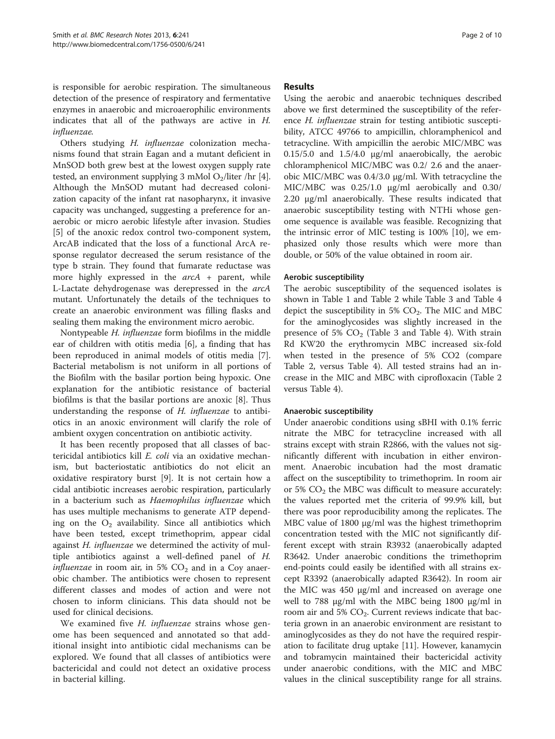is responsible for aerobic respiration. The simultaneous detection of the presence of respiratory and fermentative enzymes in anaerobic and microaerophilic environments indicates that all of the pathways are active in *H. influenzae*.

Others studying *H. influenzae* colonization mechanisms found that strain Eagan and a mutant deficient in MnSOD both grew best at the lowest oxygen supply rate tested, an environment supplying 3 mMol $O_2$/liter /hr [4]. Although the MnSOD mutant had decreased colonization capacity of the infant rat nasopharynx, it invasive capacity was unchanged, suggesting a preference for anaerobic or micro aerobic lifestyle after invasion. Studies [5] of the anoxic redox control two-component system, ArcAB indicated that the loss of a functional ArcA response regulator decreased the serum resistance of the type b strain. They found that fumarate reductase was more highly expressed in the *arcA* + parent, while L-Lactate dehydrogenase was derepressed in the *arcA* mutant. Unfortunately the details of the techniques to create an anaerobic environment was filling flasks and sealing them making the environment micro aerobic.

Nontypeable *H. influenzae* form biofilms in the middle ear of children with otitis media [6], a finding that has been reproduced in animal models of otitis media [7]. Bacterial metabolism is not uniform in all portions of the Biofilm with the basilar portion being hypoxic. One explanation for the antibiotic resistance of bacterial biofilms is that the basilar portions are anoxic [8]. Thus understanding the response of *H. influenzae* to antibiotics in an anoxic environment will clarify the role of ambient oxygen concentration on antibiotic activity.

It has been recently proposed that all classes of bactericidal antibiotics kill *E. coli* via an oxidative mechanism, but bacteriostatic antibiotics do not elicit an oxidative respiratory burst [9]. It is not certain how a cidal antibiotic increases aerobic respiration, particularly in a bacterium such as *Haemophilus influenzae* which has uses multiple mechanisms to generate ATP depending on the $O_2$ availability. Since all antibiotics which have been tested, except trimethoprim, appear cidal against *H. influenzae* we determined the activity of multiple antibiotics against a well-defined panel of *H. influenzae* in room air, in 5% $CO_2$ and in a Coy anaerobic chamber. The antibiotics were chosen to represent different classes and modes of action and were not chosen to inform clinicians. This data should not be used for clinical decisions.

We examined five *H. influenzae* strains whose genome has been sequenced and annotated so that additional insight into antibiotic cidal mechanisms can be explored. We found that all classes of antibiotics were bactericidal and could not detect an oxidative process in bacterial killing.

## Results

Using the aerobic and anaerobic techniques described above we first determined the susceptibility of the reference *H. influenzae* strain for testing antibiotic susceptibility, ATCC 49766 to ampicillin, chloramphenicol and tetracycline. With ampicillin the aerobic MIC/MBC was 0.15/5.0 and 1.5/4.0 μg/ml anaerobically, the aerobic chloramphenicol MIC/MBC was 0.2/ 2.6 and the anaerobic MIC/MBC was 0.4/3.0 μg/ml. With tetracycline the MIC/MBC was 0.25/1.0 μg/ml aerobically and 0.30/ 2.20 μg/ml anaerobically. These results indicated that anaerobic susceptibility testing with NTHi whose genome sequence is available was feasible. Recognizing that the intrinsic error of MIC testing is 100% [10], we emphasized only those results which were more than double, or 50% of the value obtained in room air.

### Aerobic susceptibility

The aerobic susceptibility of the sequenced isolates is shown in Table 1 and Table 2 while Table 3 and Table 4 depict the susceptibility in 5% $CO_2$. The MIC and MBC for the aminoglycosides was slightly increased in the presence of 5% $CO_2$ (Table 3 and Table 4). With strain Rd KW20 the erythromycin MBC increased six-fold when tested in the presence of 5% CO2 (compare Table 2, versus Table 4). All tested strains had an increase in the MIC and MBC with ciprofloxacin (Table 2 versus Table 4).

### Anaerobic susceptibility

Under anaerobic conditions using sBHI with 0.1% ferric nitrate the MBC for tetracycline increased with all strains except with strain R2866, with the values not significantly different with incubation in either environment. Anaerobic incubation had the most dramatic affect on the susceptibility to trimethoprim. In room air or 5% $CO_2$ the MBC was difficult to measure accurately: the values reported met the criteria of 99.9% kill, but there was poor reproducibility among the replicates. The MBC value of 1800 μg/ml was the highest trimethoprim concentration tested with the MIC not significantly different except with strain R3932 (anaerobically adapted R3642. Under anaerobic conditions the trimethoprim end-points could easily be identified with all strains except R3392 (anaerobically adapted R3642). In room air the MIC was 450 μg/ml and increased on average one well to 788 μg/ml with the MBC being 1800 μg/ml in room air and 5% $CO_2$. Current reviews indicate that bacteria grown in an anaerobic environment are resistant to aminoglycosides as they do not have the required respiration to facilitate drug uptake [11]. However, kanamycin and tobramycin maintained their bactericidal activity under anaerobic conditions, with the MIC and MBC values in the clinical susceptibility range for all strains.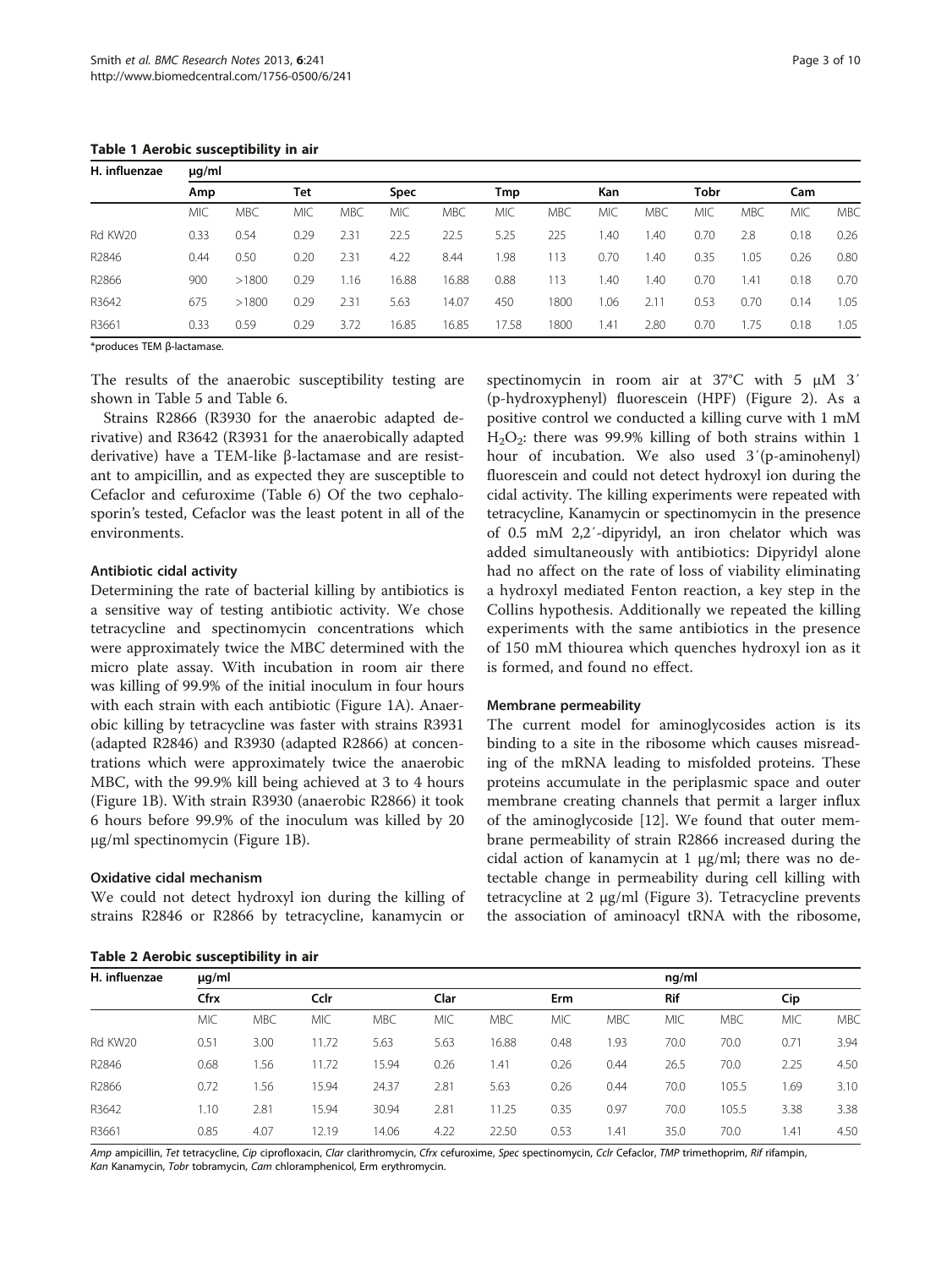**Table 1 Aerobic susceptibility in air**

| H. influenzae | μg/ml | | | | | | | | | | | | | |
|---|---|---|---|---|---|---|---|---|---|---|---|---|---|---|
| | Amp | | Tet | | Spec | | Tmp | | Kan | | Tobr | | Cam | |
| | MIC | MBC | MIC | MBC | MIC | MBC | MIC | MBC | MIC | MBC | MIC | MBC | MIC | MBC |
| Rd KW20 | 0.33 | 0.54 | 0.29 | 2.31 | 22.5 | 22.5 | 5.25 | 225 | 1.40 | 1.40 | 0.70 | 2.8 | 0.18 | 0.26 |
| R2846 | 0.44 | 0.50 | 0.20 | 2.31 | 4.22 | 8.44 | 1.98 | 113 | 0.70 | 1.40 | 0.35 | 1.05 | 0.26 | 0.80 |
| R2866 | 900 | >1800 | 0.29 | 1.16 | 16.88 | 16.88 | 0.88 | 113 | 1.40 | 1.40 | 0.70 | 1.41 | 0.18 | 0.70 |
| R3642 | 675 | >1800 | 0.29 | 2.31 | 5.63 | 14.07 | 450 | 1800 | 1.06 | 2.11 | 0.53 | 0.70 | 0.14 | 1.05 |
| R3661 | 0.33 | 0.59 | 0.29 | 3.72 | 16.85 | 16.85 | 17.58 | 1800 | 1.41 | 2.80 | 0.70 | 1.75 | 0.18 | 1.05 |

*produces TEM β-lactamase.

The results of the anaerobic susceptibility testing are shown in Table 5 and Table 6.

Strains R2866 (R3930 for the anaerobic adapted derivative) and R3642 (R3931 for the anaerobically adapted derivative) have a TEM-like β-lactamase and are resistant to ampicillin, and as expected they are susceptible to Cefaclor and cefuroxime (Table 6) Of the two cephalosporin's tested, Cefaclor was the least potent in all of the environments.

### Antibiotic cidal activity

Determining the rate of bacterial killing by antibiotics is a sensitive way of testing antibiotic activity. We chose tetracycline and spectinomycin concentrations which were approximately twice the MBC determined with the micro plate assay. With incubation in room air there was killing of 99.9% of the initial inoculum in four hours with each strain with each antibiotic (Figure 1A). Anaerobic killing by tetracycline was faster with strains R3931 (adapted R2846) and R3930 (adapted R2866) at concentrations which were approximately twice the anaerobic MBC, with the 99.9% kill being achieved at 3 to 4 hours (Figure 1B). With strain R3930 (anaerobic R2866) it took 6 hours before 99.9% of the inoculum was killed by 20 μg/ml spectinomycin (Figure 1B).

### Oxidative cidal mechanism

We could not detect hydroxyl ion during the killing of strains R2846 or R2866 by tetracycline, kanamycin or spectinomycin in room air at 37°C with 5 μM 3′ (p-hydroxyphenyl) fluorescein (HPF) (Figure 2). As a positive control we conducted a killing curve with 1 mM $H_2O_2$: there was 99.9% killing of both strains within 1 hour of incubation. We also used 3′(p-aminohenyl) fluorescein and could not detect hydroxyl ion during the cidal activity. The killing experiments were repeated with tetracycline, Kanamycin or spectinomycin in the presence of 0.5 mM 2,2′-dipyridyl, an iron chelator which was added simultaneously with antibiotics: Dipyridyl alone had no affect on the rate of loss of viability eliminating a hydroxyl mediated Fenton reaction, a key step in the Collins hypothesis. Additionally we repeated the killing experiments with the same antibiotics in the presence of 150 mM thiourea which quenches hydroxyl ion as it is formed, and found no effect.

### Membrane permeability

The current model for aminoglycosides action is its binding to a site in the ribosome which causes misreading of the mRNA leading to misfolded proteins. These proteins accumulate in the periplasmic space and outer membrane creating channels that permit a larger influx of the aminoglycoside [12]. We found that outer membrane permeability of strain R2866 increased during the cidal action of kanamycin at 1 μg/ml; there was no detectable change in permeability during cell killing with tetracycline at 2 μg/ml (Figure 3). Tetracycline prevents the association of aminoacyl tRNA with the ribosome,

**Table 2 Aerobic susceptibility in air**

| H. influenzae | μg/ml | | | | | | | | ng/ml | | | |
|---|---|---|---|---|---|---|---|---|---|---|---|---|
| | Cfrx | | Cclr | | Clar | | Erm | | Rif | | Cip | |
| | MIC | MBC | MIC | MBC | MIC | MBC | MIC | MBC | MIC | MBC | MIC | MBC |
| Rd KW20 | 0.51 | 3.00 | 11.72 | 5.63 | 5.63 | 16.88 | 0.48 | 1.93 | 70.0 | 70.0 | 0.71 | 3.94 |
| R2846 | 0.68 | 1.56 | 11.72 | 15.94 | 0.26 | 1.41 | 0.26 | 0.44 | 26.5 | 70.0 | 2.25 | 4.50 |
| R2866 | 0.72 | 1.56 | 15.94 | 24.37 | 2.81 | 5.63 | 0.26 | 0.44 | 70.0 | 105.5 | 1.69 | 3.10 |
| R3642 | 1.10 | 2.81 | 15.94 | 30.94 | 2.81 | 11.25 | 0.35 | 0.97 | 70.0 | 105.5 | 3.38 | 3.38 |
| R3661 | 0.85 | 4.07 | 12.19 | 14.06 | 4.22 | 22.50 | 0.53 | 1.41 | 35.0 | 70.0 | 1.41 | 4.50 |

*Amp* ampicillin, *Tet* tetracycline, *Cip* ciprofloxacin, *Clar* clarithromycin, *Cfrx* cefuroxime, *Spec* spectinomycin, *Cclr* Cefaclor, *TMP* trimethoprim, *Rif* rifampin, *Kan* Kanamycin, *Tobr* tobramycin, *Cam* chloramphenicol, Erm erythromycin.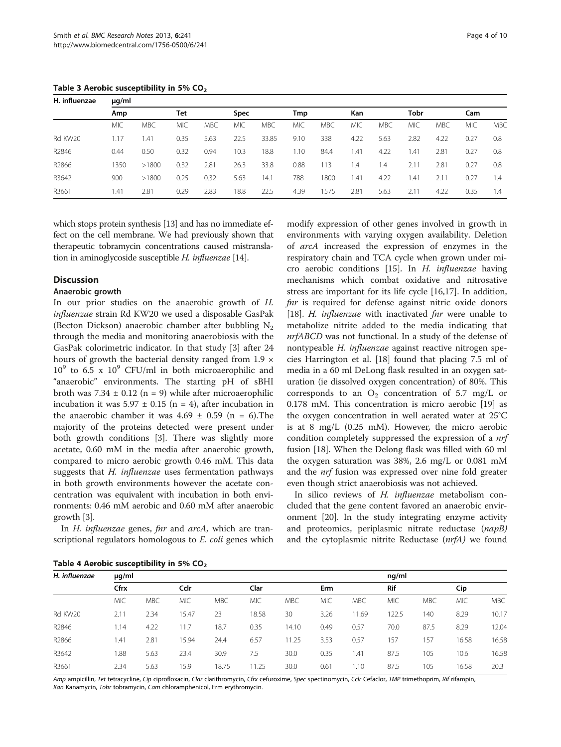**Table 3 Aerobic susceptibility in 5% $CO_2$**

| H. influenzae | μg/ml | | | | | | | | | | | | | |
|---|---|---|---|---|---|---|---|---|---|---|---|---|---|---|
| | Amp | | Tet | | Spec | | Tmp | | Kan | | Tobr | | Cam | |
| | MIC | MBC | MIC | MBC | MIC | MBC | MIC | MBC | MIC | MBC | MIC | MBC | MIC | MBC |
| Rd KW20 | 1.17 | 1.41 | 0.35 | 5.63 | 22.5 | 33.85 | 9.10 | 338 | 4.22 | 5.63 | 2.82 | 4.22 | 0.27 | 0.8 |
| R2846 | 0.44 | 0.50 | 0.32 | 0.94 | 10.3 | 18.8 | 1.10 | 84.4 | 1.41 | 4.22 | 1.41 | 2.81 | 0.27 | 0.8 |
| R2866 | 1350 | >1800 | 0.32 | 2.81 | 26.3 | 33.8 | 0.88 | 113 | 1.4 | 1.4 | 2.11 | 2.81 | 0.27 | 0.8 |
| R3642 | 900 | >1800 | 0.25 | 0.32 | 5.63 | 14.1 | 788 | 1800 | 1.41 | 4.22 | 1.41 | 2.11 | 0.27 | 1.4 |
| R3661 | 1.41 | 2.81 | 0.29 | 2.83 | 18.8 | 22.5 | 4.39 | 1575 | 2.81 | 5.63 | 2.11 | 4.22 | 0.35 | 1.4 |

which stops protein synthesis [13] and has no immediate effect on the cell membrane. We had previously shown that therapeutic tobramycin concentrations caused mistranslation in aminoglycoside susceptible *H. influenzae* [14].

## Discussion

### Anaerobic growth

In our prior studies on the anaerobic growth of *H. influenzae* strain Rd KW20 we used a disposable GasPak (Becton Dickson) anaerobic chamber after bubbling $N_2$ through the media and monitoring anaerobiosis with the GasPak colorimetric indicator. In that study [3] after 24 hours of growth the bacterial density ranged from $1.9 \times 10^9$ to $6.5 \times 10^9$ CFU/ml in both microaerophilic and "anaerobic" environments. The starting pH of sBHI broth was $7.34 \pm 0.12$ (n = 9) while after microaerophilic incubation it was $5.97 \pm 0.15$ (n = 4), after incubation in the anaerobic chamber it was $4.69 \pm 0.59$ (n = 6).The majority of the proteins detected were present under both growth conditions [3]. There was slightly more acetate, 0.60 mM in the media after anaerobic growth, compared to micro aerobic growth 0.46 mM. This data suggests that *H. influenzae* uses fermentation pathways in both growth environments however the acetate concentration was equivalent with incubation in both environments: 0.46 mM aerobic and 0.60 mM after anaerobic growth [3].

In *H. influenzae* genes, *fnr* and *arcA*, which are transcriptional regulators homologous to *E. coli* genes which modify expression of other genes involved in growth in environments with varying oxygen availability. Deletion of *arcA* increased the expression of enzymes in the respiratory chain and TCA cycle when grown under micro aerobic conditions [15]. In *H. influenzae* having mechanisms which combat oxidative and nitrosative stress are important for its life cycle [16,17]. In addition, *fnr* is required for defense against nitric oxide donors [18]. *H. influenzae* with inactivated *fnr* were unable to metabolize nitrite added to the media indicating that *nrfABCD* was not functional. In a study of the defense of nontypeable *H. influenzae* against reactive nitrogen species Harrington et al. [18] found that placing 7.5 ml of media in a 60 ml DeLong flask resulted in an oxygen saturation (ie dissolved oxygen concentration) of 80%. This corresponds to an $O_2$ concentration of 5.7 mg/L or 0.178 mM. This concentration is micro aerobic [19] as the oxygen concentration in well aerated water at 25°C is at 8 mg/L (0.25 mM). However, the micro aerobic condition completely suppressed the expression of a *nrf* fusion [18]. When the Delong flask was filled with 60 ml the oxygen saturation was 38%, 2.6 mg/L or 0.081 mM and the *nrf* fusion was expressed over nine fold greater even though strict anaerobiosis was not achieved.

In silico reviews of *H. influenzae* metabolism concluded that the gene content favored an anaerobic environment [20]. In the study integrating enzyme activity and proteomics, periplasmic nitrate reductase (*napB)* and the cytoplasmic nitrite Reductase (*nrfA)* we found

**Table 4 Aerobic susceptibility in 5% $CO_2$**

| *H. influenzae* | μg/ml | | | | | | | | ng/ml | | | |
|---|---|---|---|---|---|---|---|---|---|---|---|---|
| | Cfrx | | Cclr | | Clar | | Erm | | Rif | | Cip | |
| | MIC | MBC | MIC | MBC | MIC | MBC | MIC | MBC | MIC | MBC | MIC | MBC |
| Rd KW20 | 2.11 | 2.34 | 15.47 | 23 | 18.58 | 30 | 3.26 | 11.69 | 122.5 | 140 | 8.29 | 10.17 |
| R2846 | 1.14 | 4.22 | 11.7 | 18.7 | 0.35 | 14.10 | 0.49 | 0.57 | 70.0 | 87.5 | 8.29 | 12.04 |
| R2866 | 1.41 | 2.81 | 15.94 | 24.4 | 6.57 | 11.25 | 3.53 | 0.57 | 157 | 157 | 16.58 | 16.58 |
| R3642 | 1.88 | 5.63 | 23.4 | 30.9 | 7.5 | 30.0 | 0.35 | 1.41 | 87.5 | 105 | 10.6 | 16.58 |
| R3661 | 2.34 | 5.63 | 15.9 | 18.75 | 11.25 | 30.0 | 0.61 | 1.10 | 87.5 | 105 | 16.58 | 20.3 |

*Amp* ampicillin, *Tet* tetracycline, *Cip* ciprofloxacin, *Clar* clarithromycin, *Cfrx* cefuroxime, *Spec* spectinomycin, *Cclr* Cefaclor, *TMP* trimethoprim, *Rif* rifampin, *Kan* Kanamycin, *Tobr* tobramycin, *Cam* chloramphenicol, Erm erythromycin.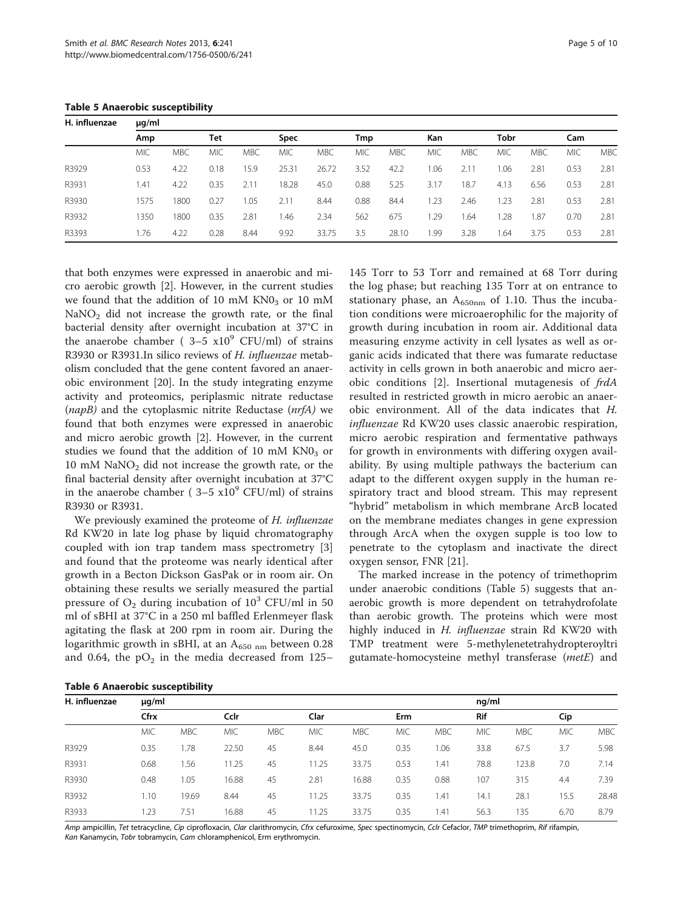**Table 5 Anaerobic susceptibility**

| H. influenzae | µg/ml | | | | | | | | | | | | | |
|---|---|---|---|---|---|---|---|---|---|---|---|---|---|---|
| | Amp | | Tet | | Spec | | Tmp | | Kan | | Tobr | | Cam | |
| | MIC | MBC | MIC | MBC | MIC | MBC | MIC | MBC | MIC | MBC | MIC | MBC | MIC | MBC |
| R3929 | 0.53 | 4.22 | 0.18 | 15.9 | 25.31 | 26.72 | 3.52 | 42.2 | 1.06 | 2.11 | 1.06 | 2.81 | 0.53 | 2.81 |
| R3931 | 1.41 | 4.22 | 0.35 | 2.11 | 18.28 | 45.0 | 0.88 | 5.25 | 3.17 | 18.7 | 4.13 | 6.56 | 0.53 | 2.81 |
| R3930 | 1575 | 1800 | 0.27 | 1.05 | 2.11 | 8.44 | 0.88 | 84.4 | 1.23 | 2.46 | 1.23 | 2.81 | 0.53 | 2.81 |
| R3932 | 1350 | 1800 | 0.35 | 2.81 | 1.46 | 2.34 | 562 | 675 | 1.29 | 1.64 | 1.28 | 1.87 | 0.70 | 2.81 |
| R3393 | 1.76 | 4.22 | 0.28 | 8.44 | 9.92 | 33.75 | 3.5 | 28.10 | 1.99 | 3.28 | 1.64 | 3.75 | 0.53 | 2.81 |

that both enzymes were expressed in anaerobic and micro aerobic growth [2]. However, in the current studies we found that the addition of 10 mM $KN0_3$ or 10 mM $NaNO_2$ did not increase the growth rate, or the final bacterial density after overnight incubation at 37°C in the anaerobe chamber ( 3–5 $x10^9$ CFU/ml) of strains R3930 or R3931.In silico reviews of *H. influenzae* metabolism concluded that the gene content favored an anaerobic environment [20]. In the study integrating enzyme activity and proteomics, periplasmic nitrate reductase (*napB)* and the cytoplasmic nitrite Reductase (*nrfA)* we found that both enzymes were expressed in anaerobic and micro aerobic growth [2]. However, in the current studies we found that the addition of 10 mM $KN0_3$ or 10 mM $NaNO_2$ did not increase the growth rate, or the final bacterial density after overnight incubation at 37°C in the anaerobe chamber ( 3–5 $x10^9$ CFU/ml) of strains R3930 or R3931.

We previously examined the proteome of *H. influenzae* Rd KW20 in late log phase by liquid chromatography coupled with ion trap tandem mass spectrometry [3] and found that the proteome was nearly identical after growth in a Becton Dickson GasPak or in room air. On obtaining these results we serially measured the partial pressure of $O_2$ during incubation of $10^3$ CFU/ml in 50 ml of sBHI at 37°C in a 250 ml baffled Erlenmeyer flask agitating the flask at 200 rpm in room air. During the logarithmic growth in sBHI, at an $A_{650\ nm}$ between 0.28 and 0.64, the $pO_2$ in the media decreased from 125–145 Torr to 53 Torr and remained at 68 Torr during the log phase; but reaching 135 Torr at on entrance to stationary phase, an $A_{650nm}$ of 1.10. Thus the incubation conditions were microaerophilic for the majority of growth during incubation in room air. Additional data measuring enzyme activity in cell lysates as well as organic acids indicated that there was fumarate reductase activity in cells grown in both anaerobic and micro aerobic conditions [2]. Insertional mutagenesis of *frdA* resulted in restricted growth in micro aerobic an anaerobic environment. All of the data indicates that *H. influenzae* Rd KW20 uses classic anaerobic respiration, micro aerobic respiration and fermentative pathways for growth in environments with differing oxygen availability. By using multiple pathways the bacterium can adapt to the different oxygen supply in the human respiratory tract and blood stream. This may represent "hybrid" metabolism in which membrane ArcB located on the membrane mediates changes in gene expression through ArcA when the oxygen supple is too low to penetrate to the cytoplasm and inactivate the direct oxygen sensor, FNR [21].

The marked increase in the potency of trimethoprim under anaerobic conditions (Table 5) suggests that anaerobic growth is more dependent on tetrahydrofolate than aerobic growth. The proteins which were most highly induced in *H. influenzae* strain Rd KW20 with TMP treatment were 5-methylenetetrahydropteroyltri gutamate-homocysteine methyl transferase (*metE*) and

**Table 6 Anaerobic susceptibility**

| H. influenzae | µg/ml | | | | | | | | ng/ml | | | |
|---|---|---|---|---|---|---|---|---|---|---|---|---|
| | Cfrx | | Cclr | | Clar | | Erm | | Rif | | Cip | |
| | MIC | MBC | MIC | MBC | MIC | MBC | MIC | MBC | MIC | MBC | MIC | MBC |
| R3929 | 0.35 | 1.78 | 22.50 | 45 | 8.44 | 45.0 | 0.35 | 1.06 | 33.8 | 67.5 | 3.7 | 5.98 |
| R3931 | 0.68 | 1.56 | 11.25 | 45 | 11.25 | 33.75 | 0.53 | 1.41 | 78.8 | 123.8 | 7.0 | 7.14 |
| R3930 | 0.48 | 1.05 | 16.88 | 45 | 2.81 | 16.88 | 0.35 | 0.88 | 107 | 315 | 4.4 | 7.39 |
| R3932 | 1.10 | 19.69 | 8.44 | 45 | 11.25 | 33.75 | 0.35 | 1.41 | 14.1 | 28.1 | 15.5 | 28.48 |
| R3933 | 1.23 | 7.51 | 16.88 | 45 | 11.25 | 33.75 | 0.35 | 1.41 | 56.3 | 135 | 6.70 | 8.79 |

*Amp* ampicillin, *Tet* tetracycline, *Cip* ciprofloxacin, *Clar* clarithromycin, *Cfrx* cefuroxime, *Spec* spectinomycin, *Cclr* Cefaclor, *TMP* trimethoprim, *Rif* rifampin, *Kan* Kanamycin, *Tobr* tobramycin, *Cam* chloramphenicol, Erm erythromycin.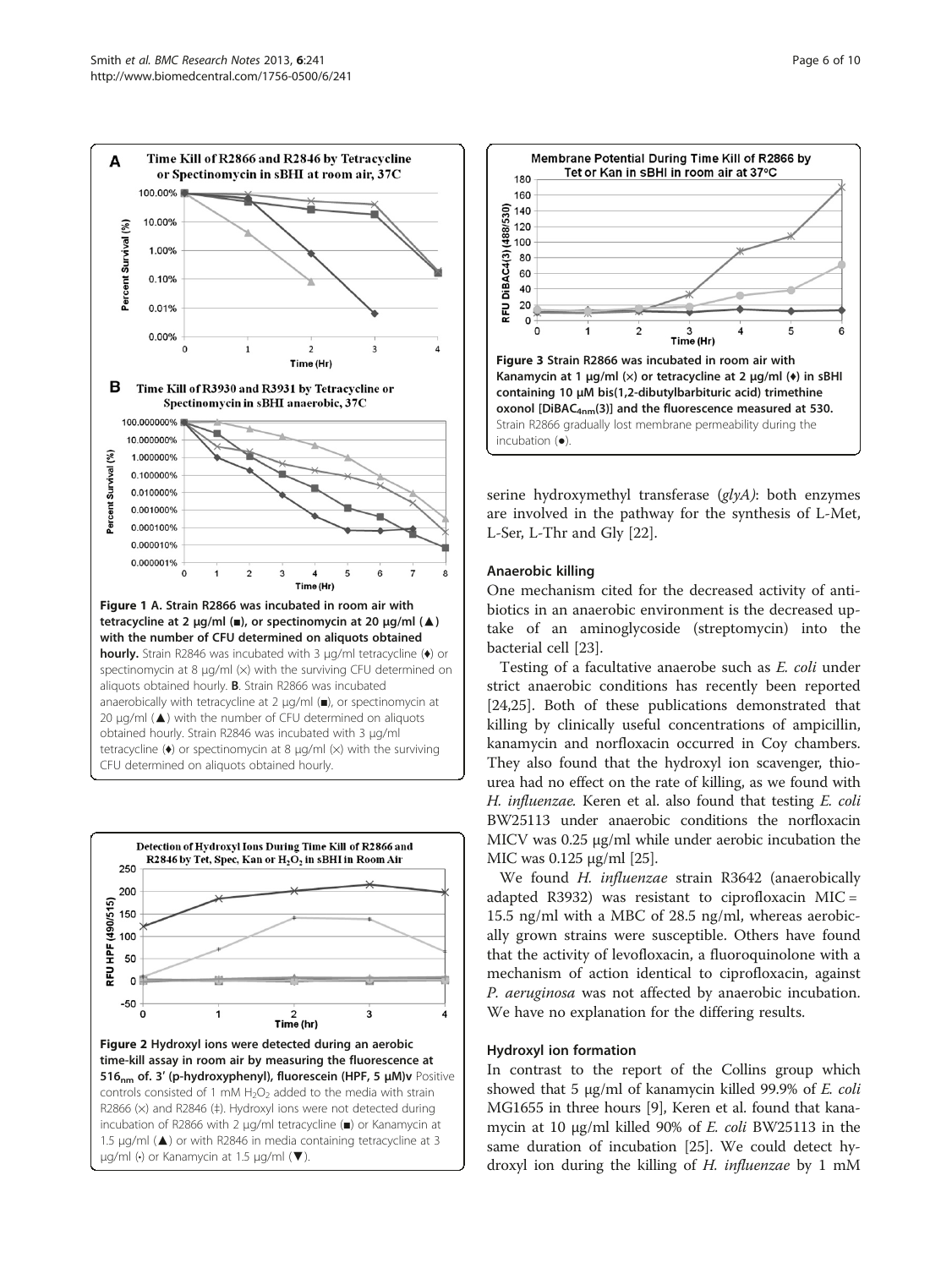**Figure 1 A. Strain R2866 was incubated in room air with tetracycline at 2 μg/ml (■), or spectinomycin at 20 μg/ml (▲) with the number of CFU determined on aliquots obtained hourly.** Strain R2846 was incubated with 3 μg/ml tetracycline (♦) or spectinomycin at 8 μg/ml (×) with the surviving CFU determined on aliquots obtained hourly. **B**. Strain R2866 was incubated anaerobically with tetracycline at 2 μg/ml (■), or spectinomycin at 20 μg/ml (▲) with the number of CFU determined on aliquots obtained hourly. Strain R2846 was incubated with 3 μg/ml tetracycline (♦) or spectinomycin at 8 μg/ml (×) with the surviving CFU determined on aliquots obtained hourly.

**Figure 2 Hydroxyl ions were detected during an aerobic time-kill assay in room air by measuring the fluorescence at $516_{nm}$ of. 3′ (p-hydroxyphenyl), fluorescein (HPF, 5 μM)v** Positive controls consisted of 1 mM $H_2O_2$ added to the media with strain R2866 (×) and R2846 (‡). Hydroxyl ions were not detected during incubation of R2866 with 2 μg/ml tetracycline (■) or Kanamycin at 1.5 μg/ml (▲) or with R2846 in media containing tetracycline at 3 μg/ml (•) or Kanamycin at 1.5 μg/ml (▼).

**Figure 3 Strain R2866 was incubated in room air with Kanamycin at 1 μg/ml (×) or tetracycline at 2 μg/ml (♦) in sBHI containing 10 μM bis(1,2-dibutylbarbituric acid) trimethine oxonol [$DiBAC_{4nm}$(3)] and the fluorescence measured at 530.** Strain R2866 gradually lost membrane permeability during the incubation (●).

serine hydroxymethyl transferase (*glyA)*: both enzymes are involved in the pathway for the synthesis of L-Met, L-Ser, L-Thr and Gly [22].

### Anaerobic killing

One mechanism cited for the decreased activity of antibiotics in an anaerobic environment is the decreased uptake of an aminoglycoside (streptomycin) into the bacterial cell [23].

Testing of a facultative anaerobe such as *E. coli* under strict anaerobic conditions has recently been reported [24,25]. Both of these publications demonstrated that killing by clinically useful concentrations of ampicillin, kanamycin and norfloxacin occurred in Coy chambers. They also found that the hydroxyl ion scavenger, thiourea had no effect on the rate of killing, as we found with *H. influenzae.* Keren et al. also found that testing *E. coli* BW25113 under anaerobic conditions the norfloxacin MICV was 0.25 μg/ml while under aerobic incubation the MIC was 0.125 μg/ml [25].

We found *H. influenzae* strain R3642 (anaerobically adapted R3932) was resistant to ciprofloxacin MIC = 15.5 ng/ml with a MBC of 28.5 ng/ml, whereas aerobically grown strains were susceptible. Others have found that the activity of levofloxacin, a fluoroquinolone with a mechanism of action identical to ciprofloxacin, against *P. aeruginosa* was not affected by anaerobic incubation. We have no explanation for the differing results.

### Hydroxyl ion formation

In contrast to the report of the Collins group which showed that 5 μg/ml of kanamycin killed 99.9% of *E. coli* MG1655 in three hours [9], Keren et al. found that kanamycin at 10 μg/ml killed 90% of *E. coli* BW25113 in the same duration of incubation [25]. We could detect hydroxyl ion during the killing of *H. influenzae* by 1 mM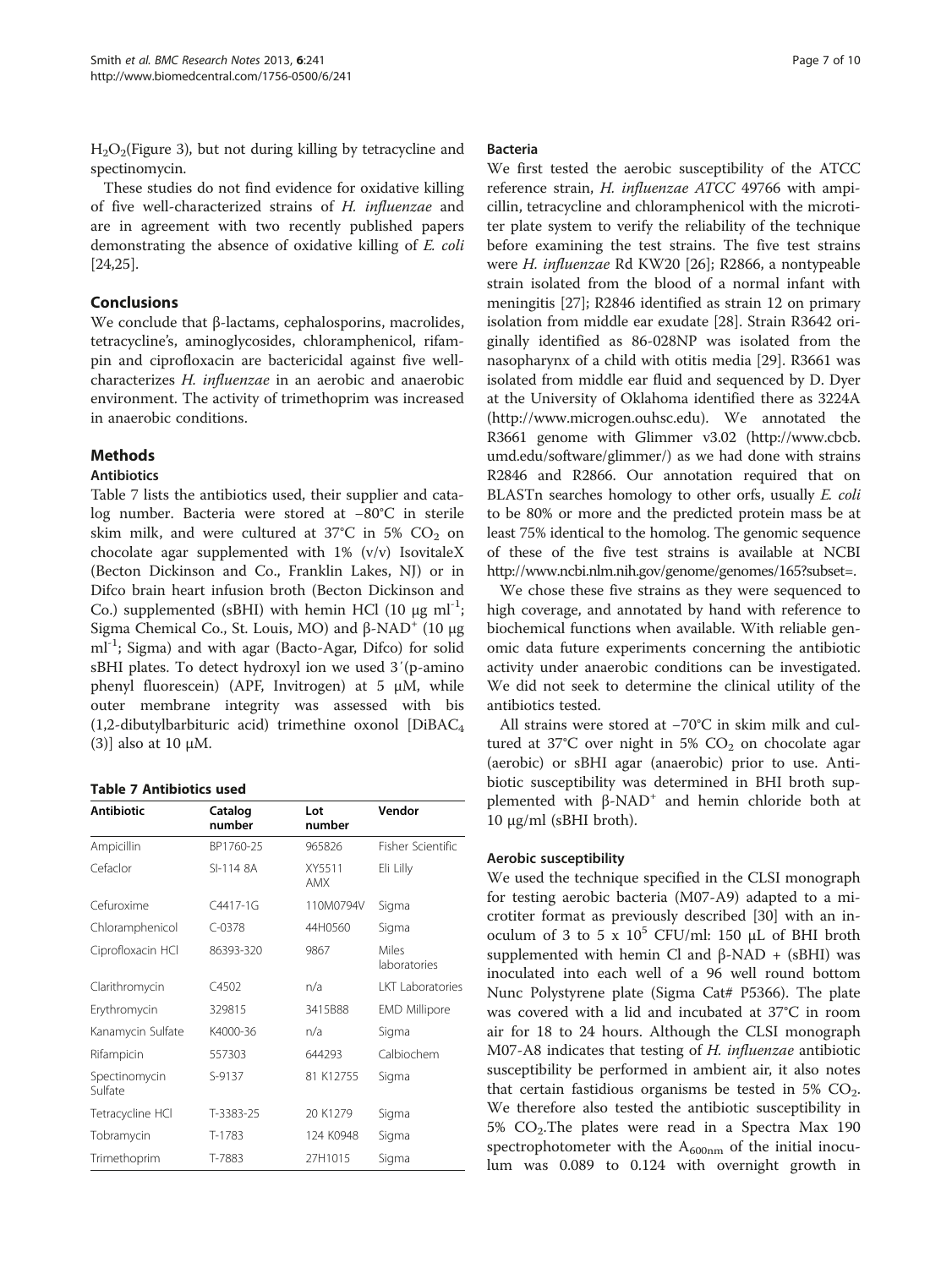$H_2O_2$(Figure 3), but not during killing by tetracycline and spectinomycin.

These studies do not find evidence for oxidative killing of five well-characterized strains of *H. influenzae* and are in agreement with two recently published papers demonstrating the absence of oxidative killing of *E. coli* [24,25].

## Conclusions

We conclude that β-lactams, cephalosporins, macrolides, tetracycline's, aminoglycosides, chloramphenicol, rifampin and ciprofloxacin are bactericidal against five well-characterizes *H. influenzae* in an aerobic and anaerobic environment. The activity of trimethoprim was increased in anaerobic conditions.

## Methods

### Antibiotics

Table 7 lists the antibiotics used, their supplier and catalog number. Bacteria were stored at −80°C in sterile skim milk, and were cultured at 37°C in 5% $CO_2$ on chocolate agar supplemented with 1% (v/v) IsovitaleX (Becton Dickinson and Co., Franklin Lakes, NJ) or in Difco brain heart infusion broth (Becton Dickinson and Co.) supplemented (sBHI) with hemin HCl (10 μg $ml^{-1}$; Sigma Chemical Co., St. Louis, MO) and $\beta$-$NAD^+$ (10 μg $ml^{-1}$; Sigma) and with agar (Bacto-Agar, Difco) for solid sBHI plates. To detect hydroxyl ion we used 3′(p-amino phenyl fluorescein) (APF, Invitrogen) at 5 μM, while outer membrane integrity was assessed with bis (1,2-dibutylbarbituric acid) trimethine oxonol [$DiBAC_4$ (3)] also at 10 μM.

**Table 7 Antibiotics used**

| Antibiotic | Catalog number | Lot number | Vendor |
|---|---|---|---|
| Ampicillin | BP1760-25 | 965826 | Fisher Scientific |
| Cefaclor | SI-114 8A | XY5511 AMX | Eli Lilly |
| Cefuroxime | C4417-1G | 110M0794V | Sigma |
| Chloramphenicol | C-0378 | 44H0560 | Sigma |
| Ciprofloxacin HCl | 86393-320 | 9867 | Miles laboratories |
| Clarithromycin | C4502 | n/a | LKT Laboratories |
| Erythromycin | 329815 | 3415B88 | EMD Millipore |
| Kanamycin Sulfate | K4000-36 | n/a | Sigma |
| Rifampicin | 557303 | 644293 | Calbiochem |
| Spectinomycin Sulfate | S-9137 | 81 K12755 | Sigma |
| Tetracycline HCl | T-3383-25 | 20 K1279 | Sigma |
| Tobramycin | T-1783 | 124 K0948 | Sigma |
| Trimethoprim | T-7883 | 27H1015 | Sigma |

### Bacteria

We first tested the aerobic susceptibility of the ATCC reference strain, *H. influenzae ATCC* 49766 with ampicillin, tetracycline and chloramphenicol with the microtiter plate system to verify the reliability of the technique before examining the test strains. The five test strains were *H. influenzae* Rd KW20 [26]; R2866, a nontypeable strain isolated from the blood of a normal infant with meningitis [27]; R2846 identified as strain 12 on primary isolation from middle ear exudate [28]. Strain R3642 originally identified as 86-028NP was isolated from the nasopharynx of a child with otitis media [29]. R3661 was isolated from middle ear fluid and sequenced by D. Dyer at the University of Oklahoma identified there as 3224A (http://www.microgen.ouhsc.edu). We annotated the R3661 genome with Glimmer v3.02 (http://www.cbcb.umd.edu/software/glimmer/) as we had done with strains R2846 and R2866. Our annotation required that on BLASTn searches homology to other orfs, usually *E. coli* to be 80% or more and the predicted protein mass be at least 75% identical to the homolog. The genomic sequence of these of the five test strains is available at NCBI http://www.ncbi.nlm.nih.gov/genome/genomes/165?subset=.

We chose these five strains as they were sequenced to high coverage, and annotated by hand with reference to biochemical functions when available. With reliable genomic data future experiments concerning the antibiotic activity under anaerobic conditions can be investigated. We did not seek to determine the clinical utility of the antibiotics tested.

All strains were stored at −70°C in skim milk and cultured at 37°C over night in 5% $CO_2$ on chocolate agar (aerobic) or sBHI agar (anaerobic) prior to use. Antibiotic susceptibility was determined in BHI broth supplemented with $\beta$-$NAD^+$ and hemin chloride both at 10 μg/ml (sBHI broth).

### Aerobic susceptibility

We used the technique specified in the CLSI monograph for testing aerobic bacteria (M07-A9) adapted to a microtiter format as previously described [30] with an inoculum of 3 to 5 x $10^5$ CFU/ml: 150 μL of BHI broth supplemented with hemin Cl and β-NAD + (sBHI) was inoculated into each well of a 96 well round bottom Nunc Polystyrene plate (Sigma Cat# P5366). The plate was covered with a lid and incubated at 37°C in room air for 18 to 24 hours. Although the CLSI monograph M07-A8 indicates that testing of *H. influenzae* antibiotic susceptibility be performed in ambient air, it also notes that certain fastidious organisms be tested in 5% $CO_2$. We therefore also tested the antibiotic susceptibility in 5% $CO_2$.The plates were read in a Spectra Max 190 spectrophotometer with the $A_{600nm}$ of the initial inoculum was 0.089 to 0.124 with overnight growth in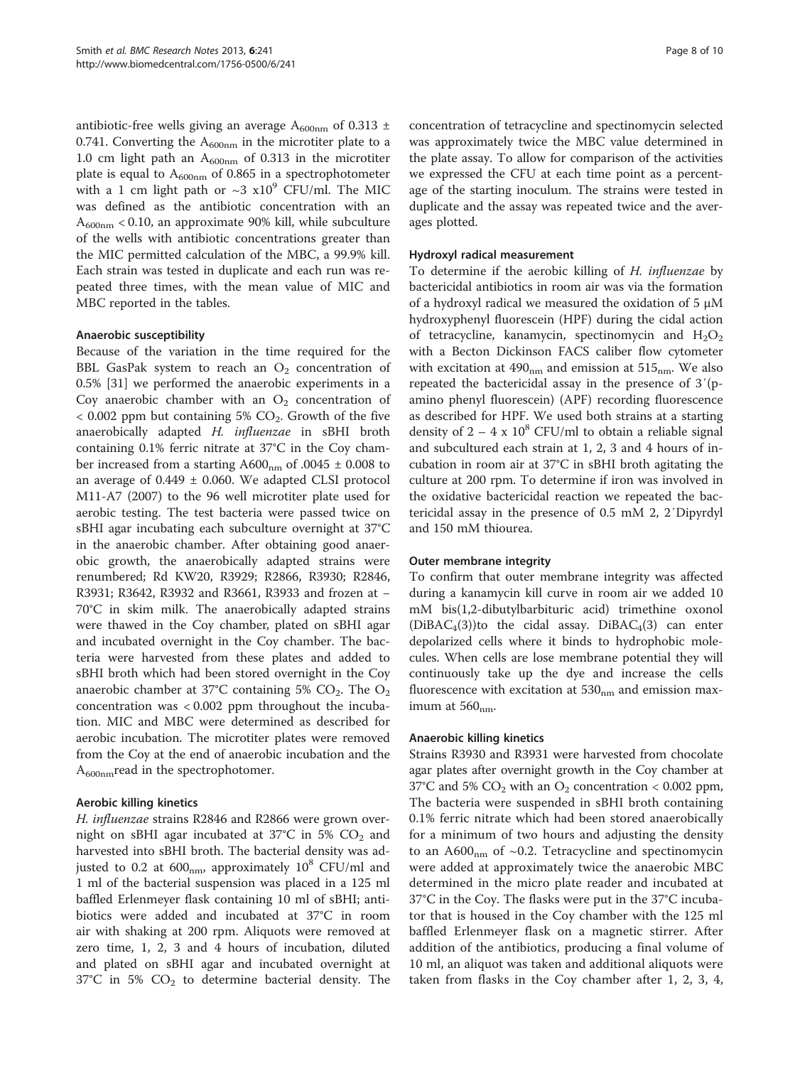antibiotic-free wells giving an average $A_{600nm}$ of 0.313 ± 0.741. Converting the $A_{600nm}$ in the microtiter plate to a 1.0 cm light path an $A_{600nm}$ of 0.313 in the microtiter plate is equal to $A_{600nm}$ of 0.865 in a spectrophotometer with a 1 cm light path or ~3 x$10^9$ CFU/ml. The MIC was defined as the antibiotic concentration with an $A_{600nm}$ < 0.10, an approximate 90% kill, while subculture of the wells with antibiotic concentrations greater than the MIC permitted calculation of the MBC, a 99.9% kill. Each strain was tested in duplicate and each run was repeated three times, with the mean value of MIC and MBC reported in the tables.

#### Anaerobic susceptibility

Because of the variation in the time required for the BBL GasPak system to reach an $O_2$ concentration of 0.5% [31] we performed the anaerobic experiments in a Coy anaerobic chamber with an $O_2$ concentration of < 0.002 ppm but containing 5% $CO_2$. Growth of the five anaerobically adapted *H. influenzae* in sBHI broth containing 0.1% ferric nitrate at 37°C in the Coy chamber increased from a starting $A600_{nm}$ of .0045 ± 0.008 to an average of 0.449 ± 0.060. We adapted CLSI protocol M11-A7 (2007) to the 96 well microtiter plate used for aerobic testing. The test bacteria were passed twice on sBHI agar incubating each subculture overnight at 37°C in the anaerobic chamber. After obtaining good anaerobic growth, the anaerobically adapted strains were renumbered; Rd KW20, R3929; R2866, R3930; R2846, R3931; R3642, R3932 and R3661, R3933 and frozen at − 70°C in skim milk. The anaerobically adapted strains were thawed in the Coy chamber, plated on sBHI agar and incubated overnight in the Coy chamber. The bacteria were harvested from these plates and added to sBHI broth which had been stored overnight in the Coy anaerobic chamber at 37°C containing 5% $CO_2$. The $O_2$ concentration was < 0.002 ppm throughout the incubation. MIC and MBC were determined as described for aerobic incubation. The microtiter plates were removed from the Coy at the end of anaerobic incubation and the $A_{600nm}$read in the spectrophotometer.

#### Aerobic killing kinetics

*H. influenzae* strains R2846 and R2866 were grown overnight on sBHI agar incubated at 37°C in 5% $CO_2$ and harvested into sBHI broth. The bacterial density was adjusted to 0.2 at $600_{nm}$, approximately $10^8$ CFU/ml and 1 ml of the bacterial suspension was placed in a 125 ml baffled Erlenmeyer flask containing 10 ml of sBHI; antibiotics were added and incubated at 37°C in room air with shaking at 200 rpm. Aliquots were removed at zero time, 1, 2, 3 and 4 hours of incubation, diluted and plated on sBHI agar and incubated overnight at 37°C in 5% $CO_2$ to determine bacterial density. The concentration of tetracycline and spectinomycin selected was approximately twice the MBC value determined in the plate assay. To allow for comparison of the activities we expressed the CFU at each time point as a percentage of the starting inoculum. The strains were tested in duplicate and the assay was repeated twice and the averages plotted.

#### Hydroxyl radical measurement

To determine if the aerobic killing of *H. influenzae* by bactericidal antibiotics in room air was via the formation of a hydroxyl radical we measured the oxidation of 5 μM hydroxyphenyl fluorescein (HPF) during the cidal action of tetracycline, kanamycin, spectinomycin and $H_2O_2$ with a Becton Dickinson FACS caliber flow cytometer with excitation at $490_{nm}$ and emission at $515_{nm}$. We also repeated the bactericidal assay in the presence of 3′(p-amino phenyl fluorescein) (APF) recording fluorescence as described for HPF. We used both strains at a starting density of 2 – 4 x $10^8$ CFU/ml to obtain a reliable signal and subcultured each strain at 1, 2, 3 and 4 hours of incubation in room air at 37°C in sBHI broth agitating the culture at 200 rpm. To determine if iron was involved in the oxidative bactericidal reaction we repeated the bactericidal assay in the presence of 0.5 mM 2, 2′Dipyrdyl and 150 mM thiourea.

#### Outer membrane integrity

To confirm that outer membrane integrity was affected during a kanamycin kill curve in room air we added 10 mM bis(1,2-dibutylbarbituric acid) trimethine oxonol ($DiBAC_4(3)$)to the cidal assay. $DiBAC_4(3)$ can enter depolarized cells where it binds to hydrophobic molecules. When cells are lose membrane potential they will continuously take up the dye and increase the cells fluorescence with excitation at $530_{nm}$ and emission maximum at $560_{nm}$.

#### Anaerobic killing kinetics

Strains R3930 and R3931 were harvested from chocolate agar plates after overnight growth in the Coy chamber at 37°C and 5% $CO_2$ with an $O_2$ concentration < 0.002 ppm, The bacteria were suspended in sBHI broth containing 0.1% ferric nitrate which had been stored anaerobically for a minimum of two hours and adjusting the density to an $A600_{nm}$ of ~0.2. Tetracycline and spectinomycin were added at approximately twice the anaerobic MBC determined in the micro plate reader and incubated at 37°C in the Coy. The flasks were put in the 37°C incubator that is housed in the Coy chamber with the 125 ml baffled Erlenmeyer flask on a magnetic stirrer. After addition of the antibiotics, producing a final volume of 10 ml, an aliquot was taken and additional aliquots were taken from flasks in the Coy chamber after 1, 2, 3, 4,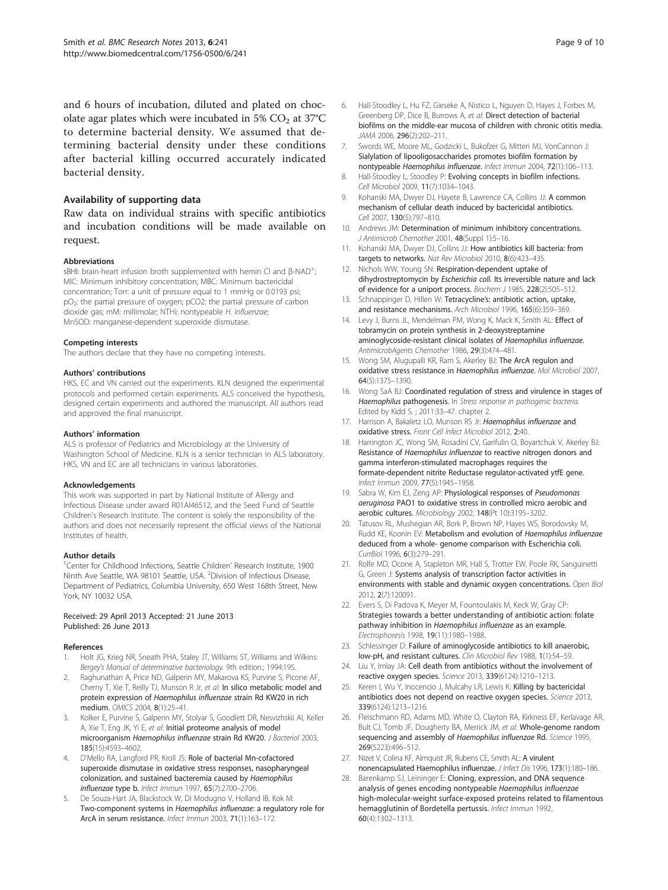and 6 hours of incubation, diluted and plated on chocolate agar plates which were incubated in 5% $CO_2$ at 37°C to determine bacterial density. We assumed that determining bacterial density under these conditions after bacterial killing occurred accurately indicated bacterial density.

## Availability of supporting data

Raw data on individual strains with specific antibiotics and incubation conditions will be made available on request.

#### Abbreviations

sBHI: brain-heart infusion broth supplemented with hemin Cl and β-$NAD^+$; MIC: Minimum inhibitory concentration; MBC: Minimum bactericidal concentration; Torr: a unit of pressure equal to 1 mmHg or 0.0193 psi; $pO_2$: the partial pressure of oxygen; pCO2: the partial pressure of carbon dioxide gas; mM: millimolar; NTHi: nontypeable *H. influenzae*; MnSOD: manganese-dependent superoxide dismutase.

#### Competing interests

The authors declare that they have no competing interests.

#### Authors' contributions

HKS, EC and VN carried out the experiments. KLN designed the experimental protocols and performed certain experiments. ALS conceived the hypothesis, designed certain experiments and authored the manuscript. All authors read and approved the final manuscript.

#### Authors' information

ALS is professor of Pediatrics and Microbiology at the University of Washington School of Medicine. KLN is a senior technician in ALS laboratory. HKS, VN and EC are all technicians in various laboratories.

#### Acknowledgements

This work was supported in part by National Institute of Allergy and Infectious Disease under award R01AI46512, and the Seed Fund of Seattle Children's Research Institute. The content is solely the responsibility of the authors and does not necessarily represent the official views of the National Institutes of health.

#### Author details

[1]Center for Childhood Infections, Seattle Children' Research Institute, 1900 Ninth Ave Seattle, WA 98101 Seattle, USA. [2]Division of Infectious Disease, Department of Pediatrics, Columbia University, 650 West 168th Street, New York, NY 10032 USA.

Received: 29 April 2013 Accepted: 21 June 2013
Published: 26 June 2013

#### References

1. Holt JG, Krieg NR, Sneath PHA, Staley JT, Williams ST, Williams and Wilkins: *Bergey's Manual of determinative bacteriology.* 9th edition.; 1994:195.
2. Raghunathan A, Price ND, Galperin MY, Makarova KS, Purvine S, Picone AF, Cherny T, Xie T, Reilly TJ, Munson R Jr, *et al*: **In silico metabolic model and protein expression of** ***Haemophilus influenzae*** **strain Rd KW20 in rich medium.** *OMICS* 2004, **8**(1):25–41.
3. Kolker E, Purvine S, Galperin MY, Stolyar S, Goodlett DR, Nesvizhskii AI, Keller A, Xie T, Eng JK, Yi E, *et al*: **Initial proteome analysis of model microorganism** ***Haemophilus influenzae*** **strain Rd KW20.** *J Bacteriol* 2003, **185**(15):4593–4602.
4. D'Mello RA, Langford PR, Kroll JS: **Role of bacterial Mn-cofactored superoxide dismutase in oxidative stress responses, nasopharyngeal colonization, and sustained bacteremia caused by** ***Haemophilus influenzae*** **type b.** *Infect Immun* 1997, **65**(7):2700–2706.
5. De Souza-Hart JA, Blackstock W, Di Modugno V, Holland IB, Kok M: **Two-component systems in** ***Haemophilus influenzae*****: a regulatory role for ArcA in serum resistance.** *Infect Immun* 2003, **71**(1):163–172.
6. Hall-Stoodley L, Hu FZ, Gieseke A, Nistico L, Nguyen D, Hayes J, Forbes M, Greenberg DP, Dice B, Burrows A, *et al*: **Direct detection of bacterial biofilms on the middle-ear mucosa of children with chronic otitis media.** *JAMA* 2006, **296**(2):202–211.
7. Swords WE, Moore ML, Godzicki L, Bukofzer G, Mitten MJ, VonCannon J: **Sialylation of lipooligosaccharides promotes biofilm formation by nontypeable** ***Haemophilus influenzae*****.** *Infect Immun* 2004, **72**(1):106–113.
8. Hall-Stoodley L, Stoodley P: **Evolving concepts in biofilm infections.** *Cell Microbiol* 2009, **11**(7):1034–1043.
9. Kohanski MA, Dwyer DJ, Hayete B, Lawrence CA, Collins JJ: **A common mechanism of cellular death induced by bactericidal antibiotics.** *Cell* 2007, **130**(5):797–810.
10. Andrews JM: **Determination of minimum inhibitory concentrations.** *J Antimicrob Chemother* 2001, **48**(Suppl 1):5–16.
11. Kohanski MA, Dwyer DJ, Collins JJ: **How antibiotics kill bacteria: from targets to networks.** *Nat Rev Microbiol* 2010, **8**(6):423–435.
12. Nichols WW, Young SN: **Respiration-dependent uptake of dihydrostreptomycin by** ***Escherichia coli*****. Its irreversible nature and lack of evidence for a uniport process.** *Biochem J* 1985, **228**(2):505–512.
13. Schnappinger D, Hillen W: **Tetracycline's: antibiotic action, uptake, and resistance mechanisms.** *Arch Microbiol* 1996, **165**(6):359–369.
14. Levy J, Burns JL, Mendelman PM, Wong K, Mack K, Smith AL: **Effect of tobramycin on protein synthesis in 2-deoxystreptamine aminoglycoside-resistant clinical isolates of** ***Haemophilus influenzae*****.** *AntimicrobAgents Chemother* 1986, **29**(3):474–481.
15. Wong SM, Alugupalli KR, Ram S, Akerley BJ: **The ArcA regulon and oxidative stress resistance in** ***Haemophilus influenzae*****.** *Mol Microbiol* 2007, **64**(5):1375–1390.
16. Wong SaA BJ: **Coordinated regulation of stress and virulence in stages of** ***Haemophilus*** **pathogenesis.** In *Stress response in pathogenic bacteria.* Edited by Kidd S. ; 2011:33–47. chapter 2.
17. Harrison A, Bakaletz LO, Munson RS Jr: ***Haemophilus influenzae*** **and oxidative stress.** *Front Cell Infect Microbiol* 2012, **2**:40.
18. Harrington JC, Wong SM, Rosadini CV, Garifulin O, Boyartchuk V, Akerley BJ: **Resistance of** ***Haemophilus influenzae*** **to reactive nitrogen donors and gamma interferon-stimulated macrophages requires the formate-dependent nitrite Reductase regulator-activated ytfE gene.** *Infect Immun* 2009, **77**(5):1945–1958.
19. Sabra W, Kim EJ, Zeng AP: **Physiological responses of** ***Pseudomonas aeruginosa*** **PAO1 to oxidative stress in controlled micro aerobic and aerobic cultures.** *Microbiology* 2002, **148**(Pt 10):3195–3202.
20. Tatusov RL, Mushegian AR, Bork P, Brown NP, Hayes WS, Borodovsky M, Rudd KE, Koonin EV: **Metabolism and evolution of** ***Haemophilus influenzae*** **deduced from a whole- genome comparison with Escherichia coli.** *CurrBiol* 1996, **6**(3):279–291.
21. Rolfe MD, Ocone A, Stapleton MR, Hall S, Trotter EW, Poole RK, Sanguinetti G, Green J: **Systems analysis of transcription factor activities in environments with stable and dynamic oxygen concentrations.** *Open Biol* 2012, **2**(7):120091.
22. Evers S, Di Padova K, Meyer M, Fountoulakis M, Keck W, Gray CP: **Strategies towards a better understanding of antibiotic action: folate pathway inhibition in** ***Haemophilus influenzae*** **as an example.** *Electrophoresis* 1998, **19**(11):1980–1988.
23. Schlessinger D: **Failure of aminoglycoside antibiotics to kill anaerobic, low-pH, and resistant cultures.** *Clin Microbiol Rev* 1988, **1**(1):54–59.
24. Liu Y, Imlay JA: **Cell death from antibiotics without the involvement of reactive oxygen species.** *Science* 2013, **339**(6124):1210–1213.
25. Keren I, Wu Y, Inocencio J, Mulcahy LR, Lewis K: **Killing by bactericidal antibiotics does not depend on reactive oxygen species.** *Science* 2013, **339**(6124):1213–1216.
26. Fleischmann RD, Adams MD, White O, Clayton RA, Kirkness EF, Kerlavage AR, Bult CJ, Tomb JF, Dougherty BA, Merrick JM, *et al*: **Whole-genome random sequencing and assembly of** ***Haemophilus influenzae*** **Rd.** *Science* 1995, **269**(5223):496–512.
27. Nizet V, Colina KF, Almquist JR, Rubens CE, Smith AL: **A virulent nonencapsulated Haemophilus influenzae.** *J Infect Dis* 1996, **173**(1):180–186.
28. Barenkamp SJ, Leininger E: **Cloning, expression, and DNA sequence analysis of genes encoding nontypeable** ***Haemophilus influenzae*** **high-molecular-weight surface-exposed proteins related to filamentous hemagglutinin of Bordetella pertussis.** *Infect Immun* 1992, **60**(4):1302–1313.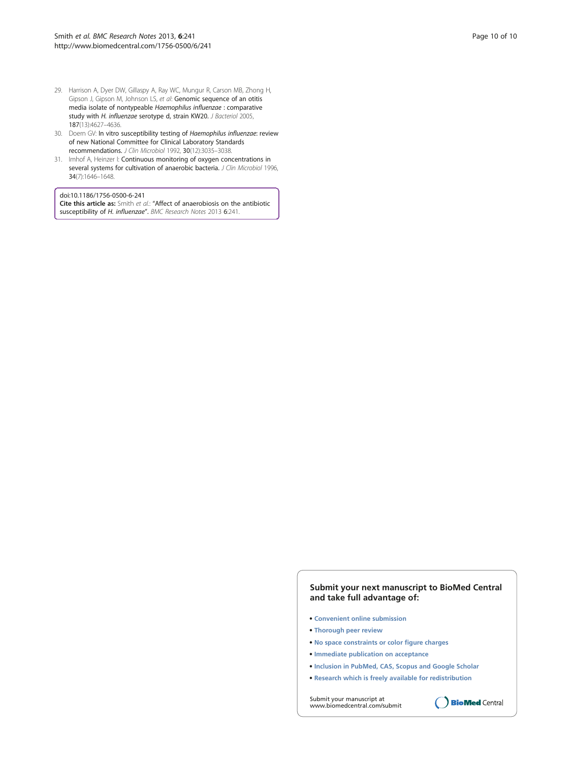29. Harrison A, Dyer DW, Gillaspy A, Ray WC, Mungur R, Carson MB, Zhong H, Gipson J, Gipson M, Johnson LS, *et al*: **Genomic sequence of an otitis media isolate of nontypeable *Haemophilus influenzae* : comparative study with *H. influenzae* serotype d, strain KW20.** *J Bacteriol* 2005, **187**(13):4627–4636.
30. Doern GV: **In vitro susceptibility testing of *Haemophilus influenzae*: review of new National Committee for Clinical Laboratory Standards recommendations.** *J Clin Microbiol* 1992, **30**(12):3035–3038.
31. Imhof A, Heinzer I: **Continuous monitoring of oxygen concentrations in several systems for cultivation of anaerobic bacteria.** *J Clin Microbiol* 1996, **34**(7):1646–1648.

doi:10.1186/1756-0500-6-241
**Cite this article as:** Smith *et al.*: "Affect of anaerobiosis on the antibiotic susceptibility of *H. influenzae*". *BMC Research Notes* 2013 **6**:241.

**Submit your next manuscript to BioMed Central and take full advantage of:**

- **Convenient online submission**
- **Thorough peer review**
- **No space constraints or color figure charges**
- **Immediate publication on acceptance**
- **Inclusion in PubMed, CAS, Scopus and Google Scholar**
- **Research which is freely available for redistribution**

Submit your manuscript at
www.biomedcentral.com/submit

BioMed Central